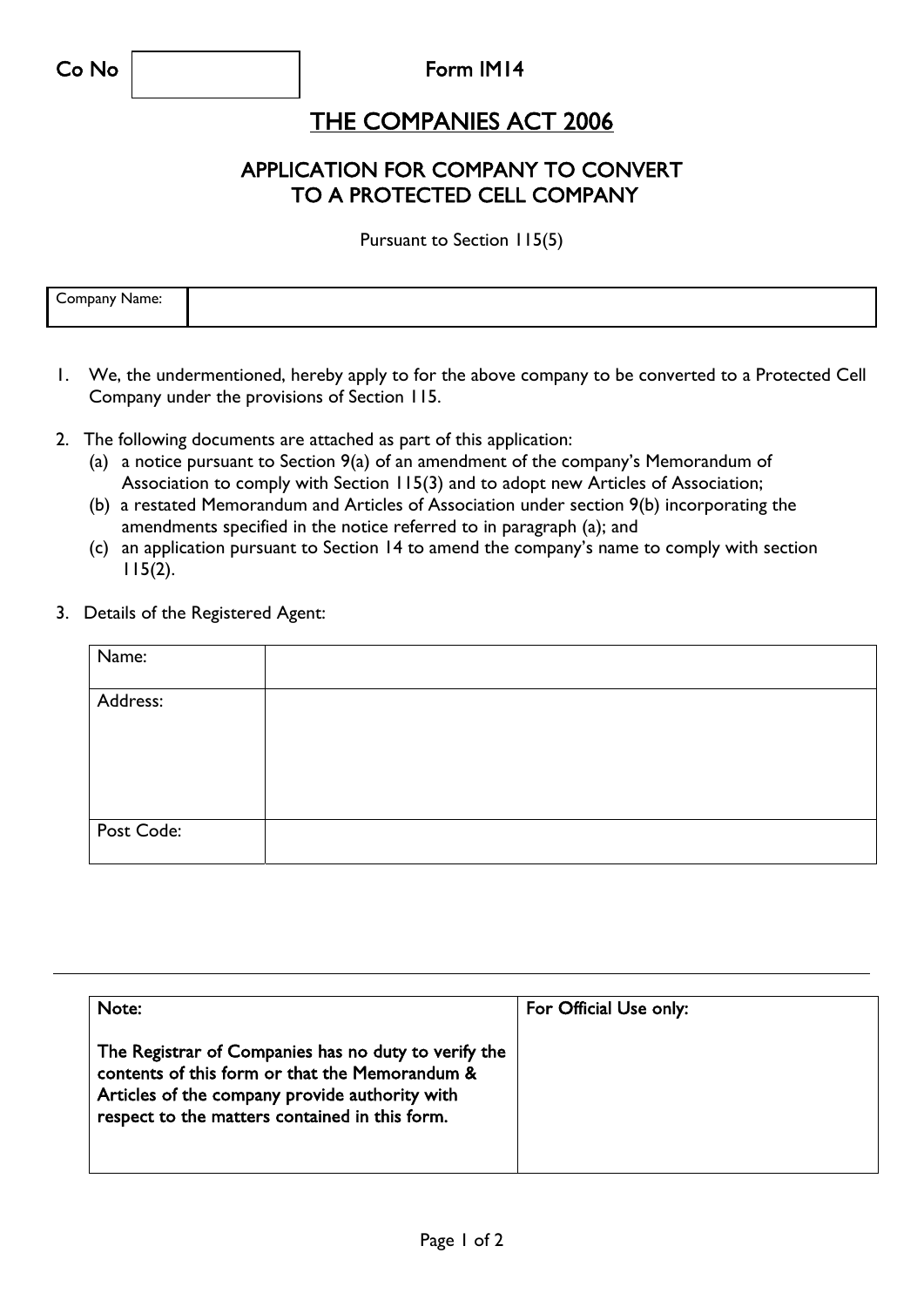| Co No | | Form IM14 |
|---|---|---|

# THE COMPANIES ACT 2006

## APPLICATION FOR COMPANY TO CONVERT TO A PROTECTED CELL COMPANY

Pursuant to Section 115(5)

| Company Name: | |
|---|---|

1. We, the undermentioned, hereby apply to for the above company to be converted to a Protected Cell Company under the provisions of Section 115.

2. The following documents are attached as part of this application:
   (a) a notice pursuant to Section 9(a) of an amendment of the company's Memorandum of Association to comply with Section 115(3) and to adopt new Articles of Association;
   (b) a restated Memorandum and Articles of Association under section 9(b) incorporating the amendments specified in the notice referred to in paragraph (a); and
   (c) an application pursuant to Section 14 to amend the company's name to comply with section 115(2).

3. Details of the Registered Agent:

| Name: | |
|---|---|
| Address: | |
| Post Code: | |

---

| **Note:** | **For Official Use only:** |
|---|---|
| **The Registrar of Companies has no duty to verify the contents of this form or that the Memorandum & Articles of the company provide authority with respect to the matters contained in this form.** | |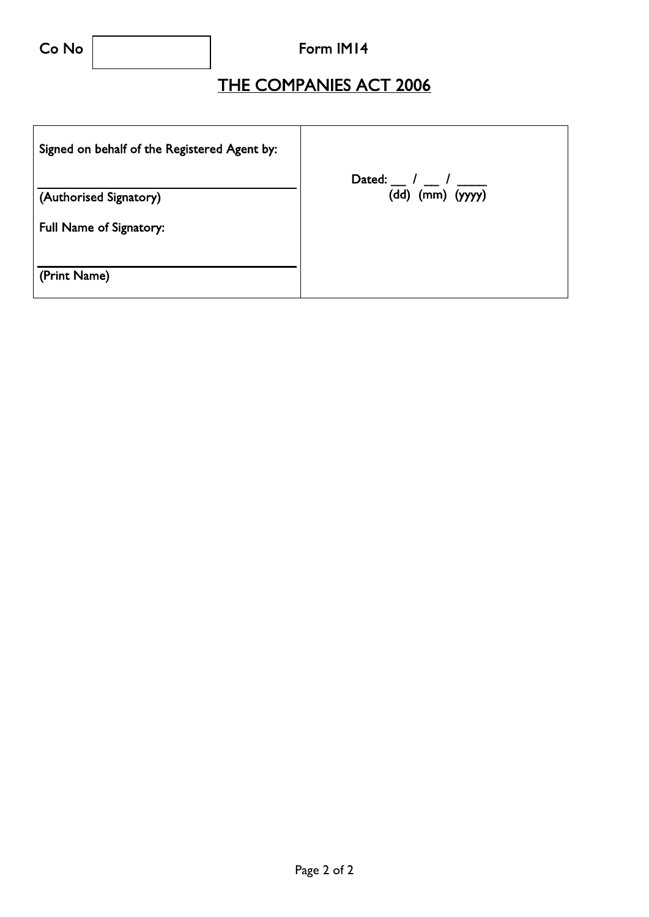Co No | | Form IM14

# THE COMPANIES ACT 2006

| | |
|---|---|
| Signed on behalf of the Registered Agent by:<br><br>______________________<br>(Authorised Signatory)<br><br>Full Name of Signatory:<br><br>______________________<br>(Print Name) | Dated: __ / __ / ____<br>(dd) (mm) (yyyy) |